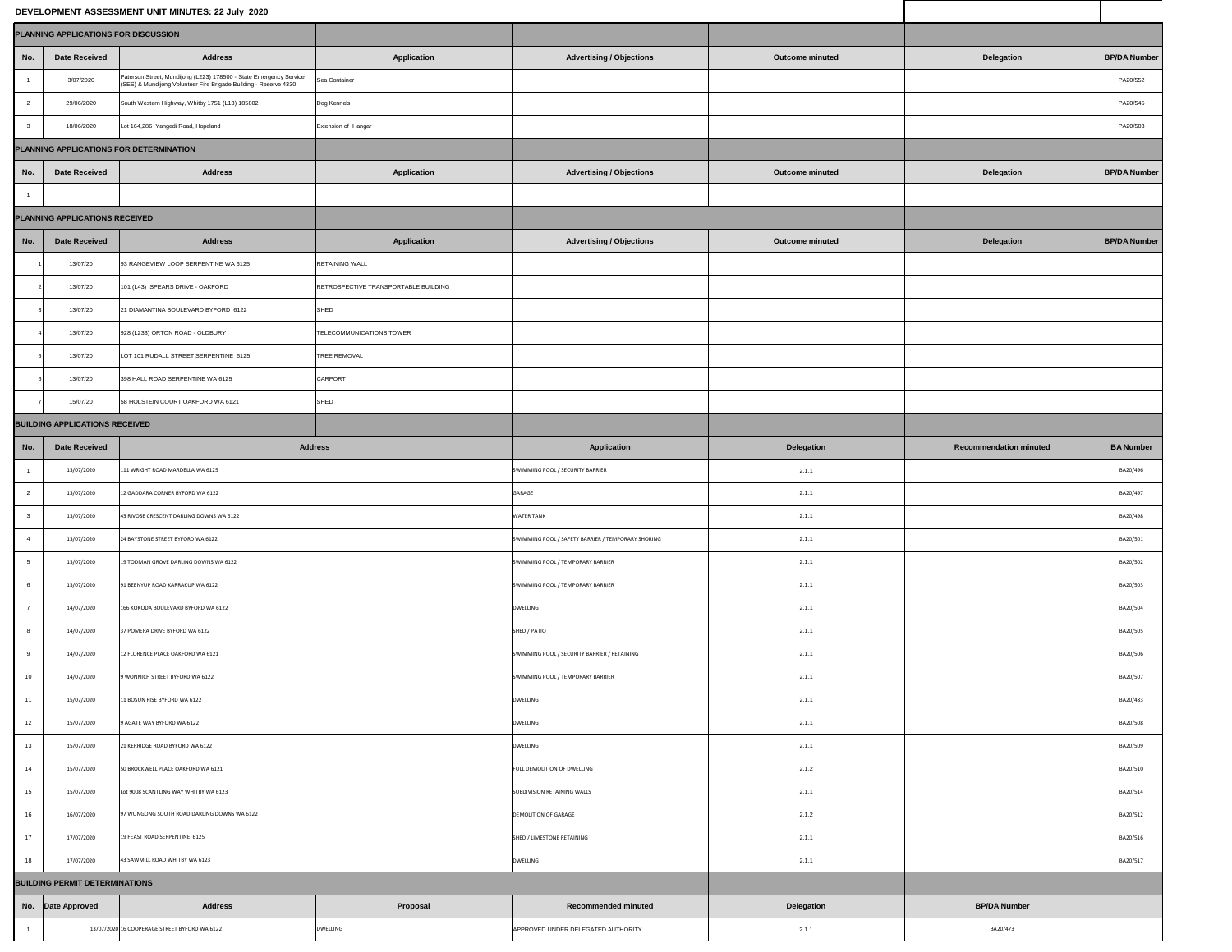# DEVELOPMENT ASSESSMENT UNIT MINUTES: 22 July 2020

## PLANNING APPLICATIONS FOR DISCUSSION

| No. | Date Received | Address | Application | Advertising / Objections | Outcome minuted | Delegation | BP/DA Number |
|---|---|---|---|---|---|---|---|
| 1 | 3/07/2020 | Paterson Street, Mundijong (L223) 178500 - State Emergency Service (SES) & Mundijong Volunteer Fire Brigade Building - Reserve 4330 | Sea Container | | | | PA20/552 |
| 2 | 29/06/2020 | South Western Highway, Whitby 1751 (L13) 185802 | Dog Kennels | | | | PA20/545 |
| 3 | 18/06/2020 | Lot 164,286 Yangedi Road, Hopeland | Extension of Hangar | | | | PA20/503 |

## PLANNING APPLICATIONS FOR DETERMINATION

| No. | Date Received | Address | Application | Advertising / Objections | Outcome minuted | Delegation | BP/DA Number |
|---|---|---|---|---|---|---|---|
| 1 | | | | | | | |

## PLANNING APPLICATIONS RECEIVED

| No. | Date Received | Address | Application | Advertising / Objections | Outcome minuted | Delegation | BP/DA Number |
|---|---|---|---|---|---|---|---|
| 1 | 13/07/20 | 93 RANGEVIEW LOOP SERPENTINE WA 6125 | RETAINING WALL | | | | |
| 2 | 13/07/20 | 101 (L43) SPEARS DRIVE - OAKFORD | RETROSPECTIVE TRANSPORTABLE BUILDING | | | | |
| 3 | 13/07/20 | 21 DIAMANTINA BOULEVARD BYFORD 6122 | SHED | | | | |
| 4 | 13/07/20 | 928 (L233) ORTON ROAD - OLDBURY | TELECOMMUNICATIONS TOWER | | | | |
| 5 | 13/07/20 | LOT 101 RUDALL STREET SERPENTINE 6125 | TREE REMOVAL | | | | |
| 6 | 13/07/20 | 398 HALL ROAD SERPENTINE WA 6125 | CARPORT | | | | |
| 7 | 15/07/20 | 58 HOLSTEIN COURT OAKFORD WA 6121 | SHED | | | | |

## BUILDING APPLICATIONS RECEIVED

| No. | Date Received | Address | Application | Delegation | Recommendation minuted | BA Number |
|---|---|---|---|---|---|---|
| 1 | 13/07/2020 | 111 WRIGHT ROAD MARDELLA WA 6125 | SWIMMING POOL / SECURITY BARRIER | 2.1.1 | | BA20/496 |
| 2 | 13/07/2020 | 12 GADDARA CORNER BYFORD WA 6122 | GARAGE | 2.1.1 | | BA20/497 |
| 3 | 13/07/2020 | 43 RIVOSE CRESCENT DARLING DOWNS WA 6122 | WATER TANK | 2.1.1 | | BA20/498 |
| 4 | 13/07/2020 | 24 BAYSTONE STREET BYFORD WA 6122 | SWIMMING POOL / SAFETY BARRIER / TEMPORARY SHORING | 2.1.1 | | BA20/501 |
| 5 | 13/07/2020 | 19 TODMAN GROVE DARLING DOWNS WA 6122 | SWIMMING POOL / TEMPORARY BARRIER | 2.1.1 | | BA20/502 |
| 6 | 13/07/2020 | 91 BEENYUP ROAD KARRAKUP WA 6122 | SWIMMING POOL / TEMPORARY BARRIER | 2.1.1 | | BA20/503 |
| 7 | 14/07/2020 | 166 KOKODA BOULEVARD BYFORD WA 6122 | DWELLING | 2.1.1 | | BA20/504 |
| 8 | 14/07/2020 | 37 POMERA DRIVE BYFORD WA 6122 | SHED / PATIO | 2.1.1 | | BA20/505 |
| 9 | 14/07/2020 | 12 FLORENCE PLACE OAKFORD WA 6121 | SWIMMING POOL / SECURITY BARRIER / RETAINING | 2.1.1 | | BA20/506 |
| 10 | 14/07/2020 | 9 WONNICH STREET BYFORD WA 6122 | SWIMMING POOL / TEMPORARY BARRIER | 2.1.1 | | BA20/507 |
| 11 | 15/07/2020 | 11 BOSUN RISE BYFORD WA 6122 | DWELLING | 2.1.1 | | BA20/483 |
| 12 | 15/07/2020 | 9 AGATE WAY BYFORD WA 6122 | DWELLING | 2.1.1 | | BA20/508 |
| 13 | 15/07/2020 | 21 KERRIDGE ROAD BYFORD WA 6122 | DWELLING | 2.1.1 | | BA20/509 |
| 14 | 15/07/2020 | 50 BROCKWELL PLACE OAKFORD WA 6121 | FULL DEMOLITION OF DWELLING | 2.1.2 | | BA20/510 |
| 15 | 15/07/2020 | Lot 9008 SCANTLING WAY WHITBY WA 6123 | SUBDIVISION RETAINING WALLS | 2.1.1 | | BA20/514 |
| 16 | 16/07/2020 | 97 WUNGONG SOUTH ROAD DARLING DOWNS WA 6122 | DEMOLITION OF GARAGE | 2.1.2 | | BA20/512 |
| 17 | 17/07/2020 | 19 FEAST ROAD SERPENTINE 6125 | SHED / LIMESTONE RETAINING | 2.1.1 | | BA20/516 |
| 18 | 17/07/2020 | 43 SAWMILL ROAD WHITBY WA 6123 | DWELLING | 2.1.1 | | BA20/517 |

## BUILDING PERMIT DETERMINATIONS

| No. | Date Approved | Address | Proposal | Recommended minuted | Delegation | BP/DA Number |
|---|---|---|---|---|---|---|
| 1 | 13/07/2020 | 16 COOPERAGE STREET BYFORD WA 6122 | DWELLING | APPROVED UNDER DELEGATED AUTHORITY | 2.1.1 | BA20/473 |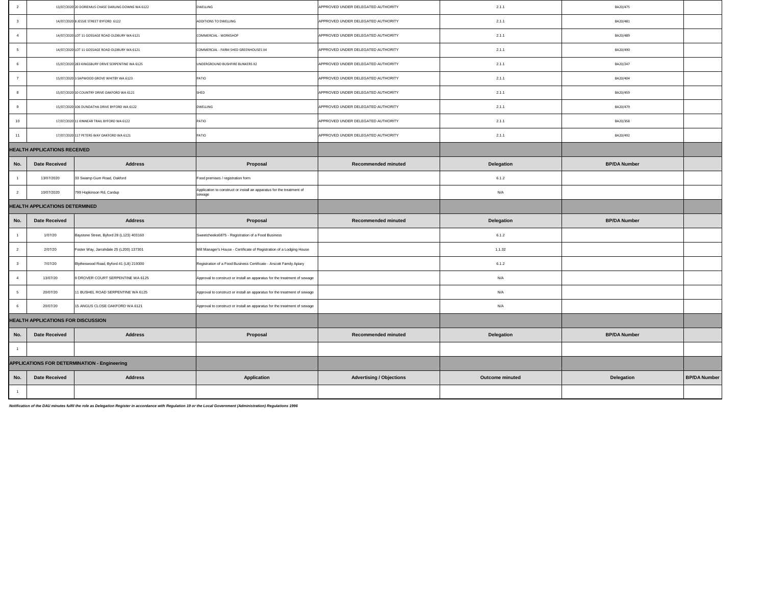| | | | | | | | |
|---|---|---|---|---|---|---|---|
| 2 | 13/07/2020 | 20 DORIEMUS CHASE DARLING DOWNS WA 6122 | DWELLING | APPROVED UNDER DELEGATED AUTHORITY | 2.1.1 | BA20/475 | |
| 3 | 14/07/2020 | 8 JESSIE STREET BYFORD 6122 | ADDITIONS TO DWELLING | APPROVED UNDER DELEGATED AUTHORITY | 2.1.1 | BA20/481 | |
| 4 | 14/07/2020 | LOT 11 GOSSAGE ROAD OLDBURY WA 6121 | COMMERCIAL - WORKSHOP | APPROVED UNDER DELEGATED AUTHORITY | 2.1.1 | BA20/489 | |
| 5 | 14/07/2020 | LOT 11 GOSSAGE ROAD OLDBURY WA 6121 | COMMERCIAL - FARM SHED GREENHOUSES X4 | APPROVED UNDER DELEGATED AUTHORITY | 2.1.1 | BA20/490 | |
| 6 | 15/07/2020 | 283 KINGSBURY DRIVE SERPENTINE WA 6125 | UNDERGROUND BUSHFIRE BUNKERS X2 | APPROVED UNDER DELEGATED AUTHORITY | 2.1.1 | BA20/247 | |
| 7 | 15/07/2020 | 3 SAPWOOD GROVE WHITBY WA 6123 | PATIO | APPROVED UNDER DELEGATED AUTHORITY | 2.1.1 | BA20/404 | |
| 8 | 15/07/2020 | 10 COUNTRY DRIVE OAKFORD WA 6121 | SHED | APPROVED UNDER DELEGATED AUTHORITY | 2.1.1 | BA20/459 | |
| 9 | 15/07/2020 | 106 DUNDATHA DRIVE BYFORD WA 6122 | DWELLING | APPROVED UNDER DELEGATED AUTHORITY | 2.1.1 | BA20/479 | |
| 10 | 17/07/2020 | 11 KINNEAR TRAIL BYFORD WA 6122 | PATIO | APPROVED UNDER DELEGATED AUTHORITY | 2.1.1 | BA20/358 | |
| 11 | 17/07/2020 | 117 PETERS WAY OAKFORD WA 6121 | PATIO | APPROVED UNDER DELEGATED AUTHORITY | 2.1.1 | BA20/492 | |

**HEALTH APPLICATIONS RECEIVED**

| No. | Date Received | Address | Proposal | Recommended minuted | Delegation | BP/DA Number | |
|---|---|---|---|---|---|---|---|
| 1 | 13/07/2020 | 33 Swamp Gum Road, Oakford | Food premises / registration form | | 6.1.2 | | |
| 2 | 10/07/2020 | 799 Hopkinson Rd, Cardup | Application to construct or install an apparatus for the treatment of sewage | | N/A | | |

**HEALTH APPLICATIONS DETERMINED**

| No. | Date Received | Address | Proposal | Recommended minuted | Delegation | BP/DA Number | |
|---|---|---|---|---|---|---|---|
| 1 | 1/07/20 | Baystone Street, Byford 28 (L123) 403160 | Sweetcheeks6875 - Registration of a Food Business | | 6.1.2 | | |
| 2 | 2/07/20 | Foster Way, Jarrahdale 25 (L200) 137301 | Mill Manager's House - Certificate of Registration of a Lodging House | | 1.1.32 | | |
| 3 | 7/07/20 | Blytheswood Road, Byford 41 (L8) 219300 | Registration of a Food Business Certificate - Arscott Family Apiary | | 6.1.2 | | |
| 4 | 13/07/20 | 9 DROVER COURT SERPENTINE WA 6125 | Approval to construct or install an apparatus for the treatment of sewage | | N/A | | |
| 5 | 20/07/20 | 11 BUSHEL ROAD SERPENTINE WA 6125 | Approval to construct or install an apparatus for the treatment of sewage | | N/A | | |
| 6 | 20/07/20 | 15 ANGUS CLOSE OAKFORD WA 6121 | Approval to construct or install an apparatus for the treatment of sewage | | N/A | | |

**HEALTH APPLICATIONS FOR DISCUSSION**

| No. | Date Received | Address | Proposal | Recommended minuted | Delegation | BP/DA Number | |
|---|---|---|---|---|---|---|---|
| 1 | | | | | | | |

**APPLICATIONS FOR DETERMINATION - Engineering**

| No. | Date Received | Address | Application | Advertising / Objections | Outcome minuted | Delegation | BP/DA Number |
|---|---|---|---|---|---|---|---|
| 1 | | | | | | | |

***Notification of the DAU minutes fulfil the role as Delegation Register in accordance with Regulation 19 or the Local Government (Administration) Regulations 1996***